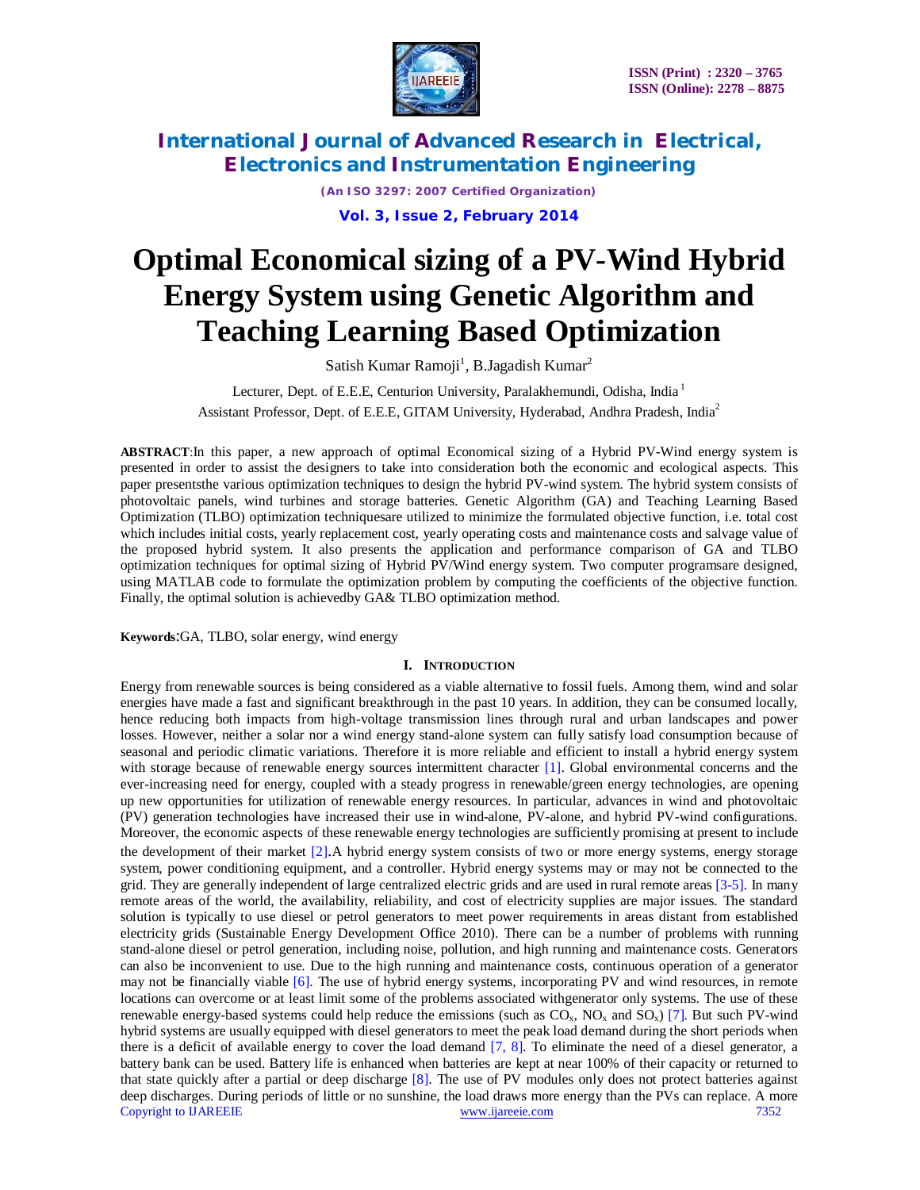# Optimal Economical sizing of a PV-Wind Hybrid Energy System using Genetic Algorithm and Teaching Learning Based Optimization

Satish Kumar Ramoji[1], B.Jagadish Kumar[2]

Lecturer, Dept. of E.E.E, Centurion University, Paralakhemundi, Odisha, India [1]

Assistant Professor, Dept. of E.E.E, GITAM University, Hyderabad, Andhra Pradesh, India[2]

**ABSTRACT**:In this paper, a new approach of optimal Economical sizing of a Hybrid PV-Wind energy system is presented in order to assist the designers to take into consideration both the economic and ecological aspects. This paper presentsthe various optimization techniques to design the hybrid PV-wind system. The hybrid system consists of photovoltaic panels, wind turbines and storage batteries. Genetic Algorithm (GA) and Teaching Learning Based Optimization (TLBO) optimization techniquesare utilized to minimize the formulated objective function, i.e. total cost which includes initial costs, yearly replacement cost, yearly operating costs and maintenance costs and salvage value of the proposed hybrid system. It also presents the application and performance comparison of GA and TLBO optimization techniques for optimal sizing of Hybrid PV/Wind energy system. Two computer programsare designed, using MATLAB code to formulate the optimization problem by computing the coefficients of the objective function. Finally, the optimal solution is achievedby GA& TLBO optimization method.

**Keywords**:GA, TLBO, solar energy, wind energy

## I. INTRODUCTION

Energy from renewable sources is being considered as a viable alternative to fossil fuels. Among them, wind and solar energies have made a fast and significant breakthrough in the past 10 years. In addition, they can be consumed locally, hence reducing both impacts from high-voltage transmission lines through rural and urban landscapes and power losses. However, neither a solar nor a wind energy stand-alone system can fully satisfy load consumption because of seasonal and periodic climatic variations. Therefore it is more reliable and efficient to install a hybrid energy system with storage because of renewable energy sources intermittent character [1]. Global environmental concerns and the ever-increasing need for energy, coupled with a steady progress in renewable/green energy technologies, are opening up new opportunities for utilization of renewable energy resources. In particular, advances in wind and photovoltaic (PV) generation technologies have increased their use in wind-alone, PV-alone, and hybrid PV-wind configurations. Moreover, the economic aspects of these renewable energy technologies are sufficiently promising at present to include the development of their market [2].A hybrid energy system consists of two or more energy systems, energy storage system, power conditioning equipment, and a controller. Hybrid energy systems may or may not be connected to the grid. They are generally independent of large centralized electric grids and are used in rural remote areas [3-5]. In many remote areas of the world, the availability, reliability, and cost of electricity supplies are major issues. The standard solution is typically to use diesel or petrol generators to meet power requirements in areas distant from established electricity grids (Sustainable Energy Development Office 2010). There can be a number of problems with running stand-alone diesel or petrol generation, including noise, pollution, and high running and maintenance costs. Generators can also be inconvenient to use. Due to the high running and maintenance costs, continuous operation of a generator may not be financially viable [6]. The use of hybrid energy systems, incorporating PV and wind resources, in remote locations can overcome or at least limit some of the problems associated withgenerator only systems. The use of these renewable energy-based systems could help reduce the emissions (such as $CO_x$, $NO_x$ and $SO_x$) [7]. But such PV-wind hybrid systems are usually equipped with diesel generators to meet the peak load demand during the short periods when there is a deficit of available energy to cover the load demand [7, 8]. To eliminate the need of a diesel generator, a battery bank can be used. Battery life is enhanced when batteries are kept at near 100% of their capacity or returned to that state quickly after a partial or deep discharge [8]. The use of PV modules only does not protect batteries against deep discharges. During periods of little or no sunshine, the load draws more energy than the PVs can replace. A more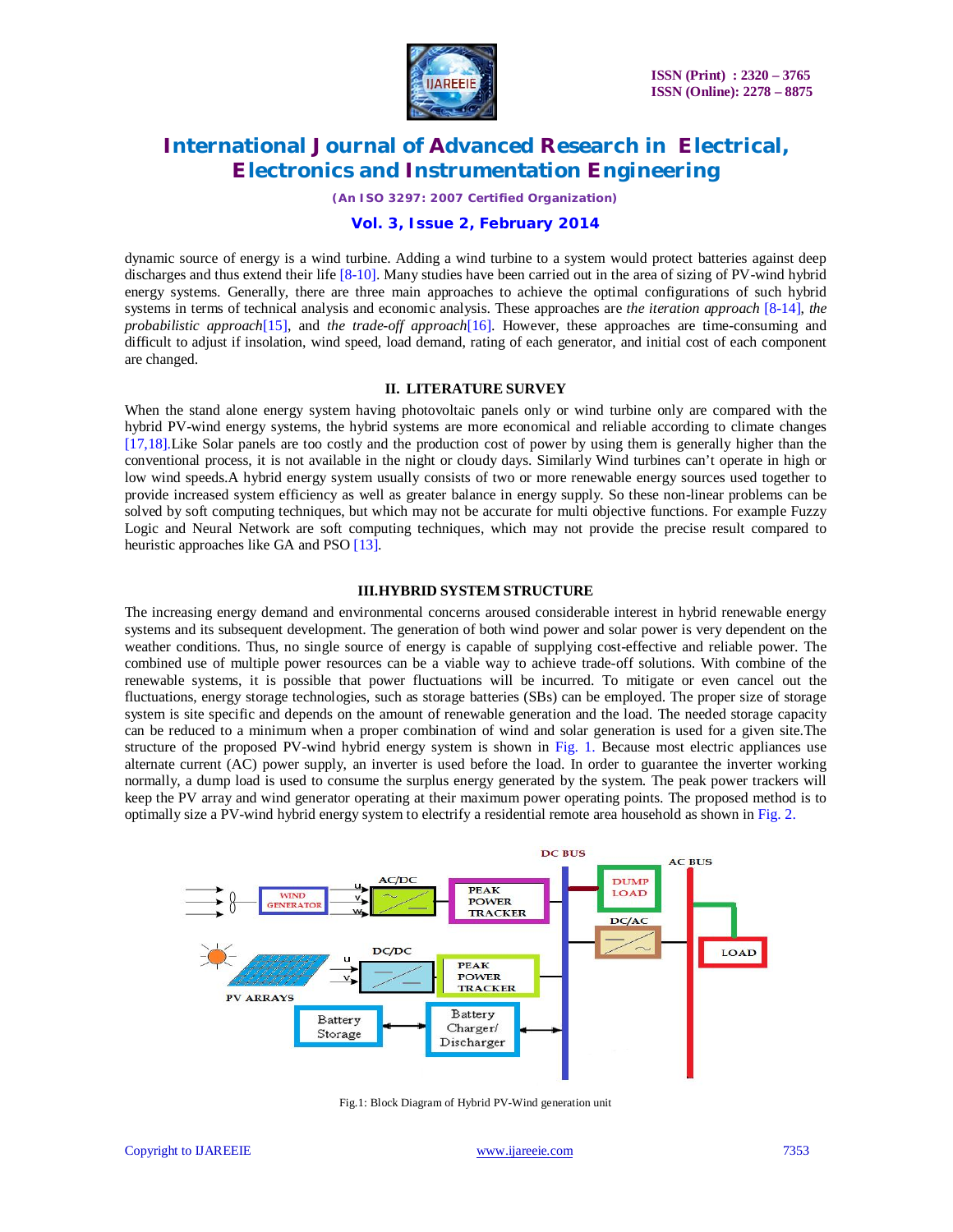dynamic source of energy is a wind turbine. Adding a wind turbine to a system would protect batteries against deep discharges and thus extend their life [8-10]. Many studies have been carried out in the area of sizing of PV-wind hybrid energy systems. Generally, there are three main approaches to achieve the optimal configurations of such hybrid systems in terms of technical analysis and economic analysis. These approaches are *the iteration approach* [8-14], *the probabilistic approach*[15], and *the trade-off approach*[16]. However, these approaches are time-consuming and difficult to adjust if insolation, wind speed, load demand, rating of each generator, and initial cost of each component are changed.

## II. LITERATURE SURVEY

When the stand alone energy system having photovoltaic panels only or wind turbine only are compared with the hybrid PV-wind energy systems, the hybrid systems are more economical and reliable according to climate changes [17,18].Like Solar panels are too costly and the production cost of power by using them is generally higher than the conventional process, it is not available in the night or cloudy days. Similarly Wind turbines can't operate in high or low wind speeds.A hybrid energy system usually consists of two or more renewable energy sources used together to provide increased system efficiency as well as greater balance in energy supply. So these non-linear problems can be solved by soft computing techniques, but which may not be accurate for multi objective functions. For example Fuzzy Logic and Neural Network are soft computing techniques, which may not provide the precise result compared to heuristic approaches like GA and PSO [13].

## III.HYBRID SYSTEM STRUCTURE

The increasing energy demand and environmental concerns aroused considerable interest in hybrid renewable energy systems and its subsequent development. The generation of both wind power and solar power is very dependent on the weather conditions. Thus, no single source of energy is capable of supplying cost-effective and reliable power. The combined use of multiple power resources can be a viable way to achieve trade-off solutions. With combine of the renewable systems, it is possible that power fluctuations will be incurred. To mitigate or even cancel out the fluctuations, energy storage technologies, such as storage batteries (SBs) can be employed. The proper size of storage system is site specific and depends on the amount of renewable generation and the load. The needed storage capacity can be reduced to a minimum when a proper combination of wind and solar generation is used for a given site.The structure of the proposed PV-wind hybrid energy system is shown in Fig. 1. Because most electric appliances use alternate current (AC) power supply, an inverter is used before the load. In order to guarantee the inverter working normally, a dump load is used to consume the surplus energy generated by the system. The peak power trackers will keep the PV array and wind generator operating at their maximum power operating points. The proposed method is to optimally size a PV-wind hybrid energy system to electrify a residential remote area household as shown in Fig. 2.

Fig.1: Block Diagram of Hybrid PV-Wind generation unit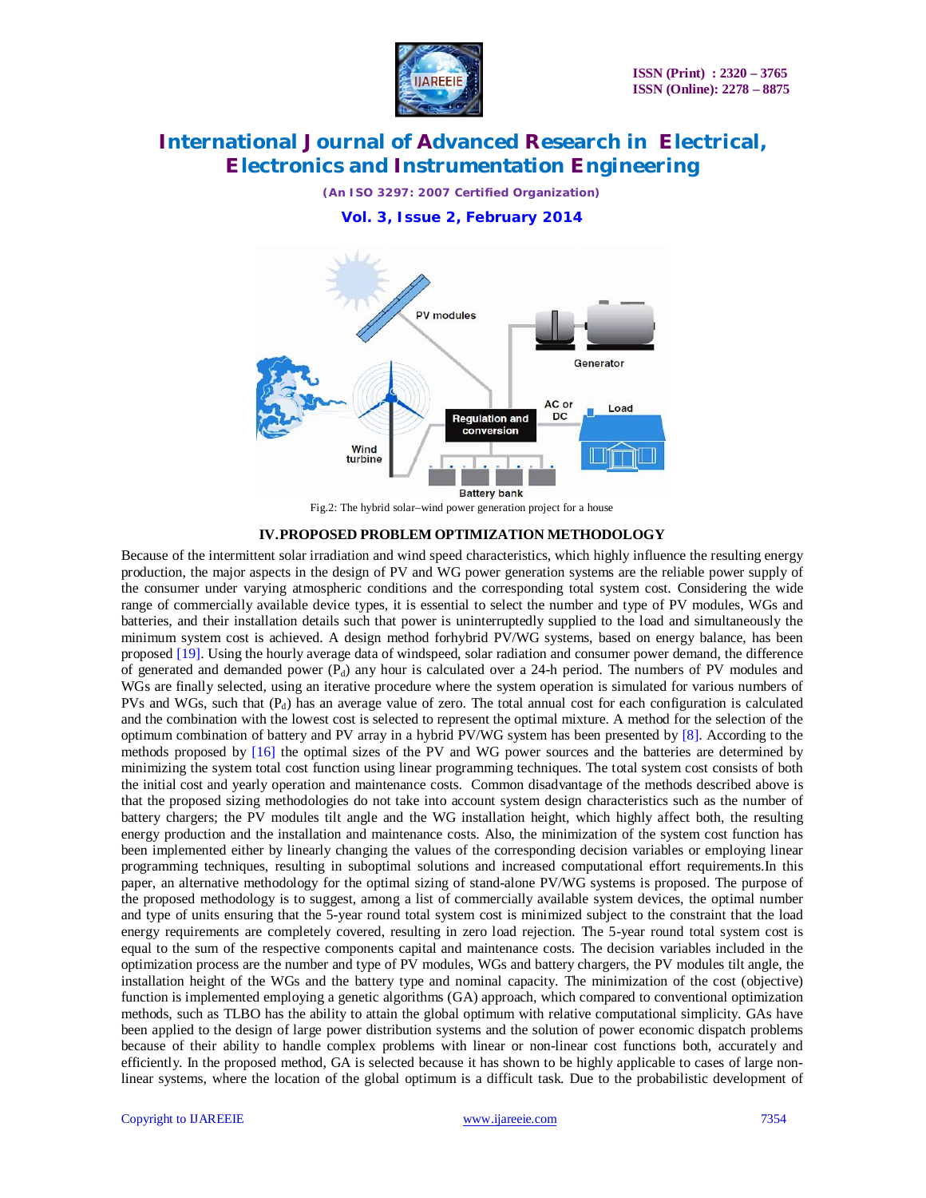Fig.2: The hybrid solar–wind power generation project for a house

## IV. PROPOSED PROBLEM OPTIMIZATION METHODOLOGY

Because of the intermittent solar irradiation and wind speed characteristics, which highly influence the resulting energy production, the major aspects in the design of PV and WG power generation systems are the reliable power supply of the consumer under varying atmospheric conditions and the corresponding total system cost. Considering the wide range of commercially available device types, it is essential to select the number and type of PV modules, WGs and batteries, and their installation details such that power is uninterruptedly supplied to the load and simultaneously the minimum system cost is achieved. A design method forhybrid PV/WG systems, based on energy balance, has been proposed [19]. Using the hourly average data of windspeed, solar radiation and consumer power demand, the difference of generated and demanded power ($P_d$) any hour is calculated over a 24-h period. The numbers of PV modules and WGs are finally selected, using an iterative procedure where the system operation is simulated for various numbers of PVs and WGs, such that ($P_d$) has an average value of zero. The total annual cost for each configuration is calculated and the combination with the lowest cost is selected to represent the optimal mixture. A method for the selection of the optimum combination of battery and PV array in a hybrid PV/WG system has been presented by [8]. According to the methods proposed by [16] the optimal sizes of the PV and WG power sources and the batteries are determined by minimizing the system total cost function using linear programming techniques. The total system cost consists of both the initial cost and yearly operation and maintenance costs. Common disadvantage of the methods described above is that the proposed sizing methodologies do not take into account system design characteristics such as the number of battery chargers; the PV modules tilt angle and the WG installation height, which highly affect both, the resulting energy production and the installation and maintenance costs. Also, the minimization of the system cost function has been implemented either by linearly changing the values of the corresponding decision variables or employing linear programming techniques, resulting in suboptimal solutions and increased computational effort requirements.In this paper, an alternative methodology for the optimal sizing of stand-alone PV/WG systems is proposed. The purpose of the proposed methodology is to suggest, among a list of commercially available system devices, the optimal number and type of units ensuring that the 5-year round total system cost is minimized subject to the constraint that the load energy requirements are completely covered, resulting in zero load rejection. The 5-year round total system cost is equal to the sum of the respective components capital and maintenance costs. The decision variables included in the optimization process are the number and type of PV modules, WGs and battery chargers, the PV modules tilt angle, the installation height of the WGs and the battery type and nominal capacity. The minimization of the cost (objective) function is implemented employing a genetic algorithms (GA) approach, which compared to conventional optimization methods, such as TLBO has the ability to attain the global optimum with relative computational simplicity. GAs have been applied to the design of large power distribution systems and the solution of power economic dispatch problems because of their ability to handle complex problems with linear or non-linear cost functions both, accurately and efficiently. In the proposed method, GA is selected because it has shown to be highly applicable to cases of large non-linear systems, where the location of the global optimum is a difficult task. Due to the probabilistic development of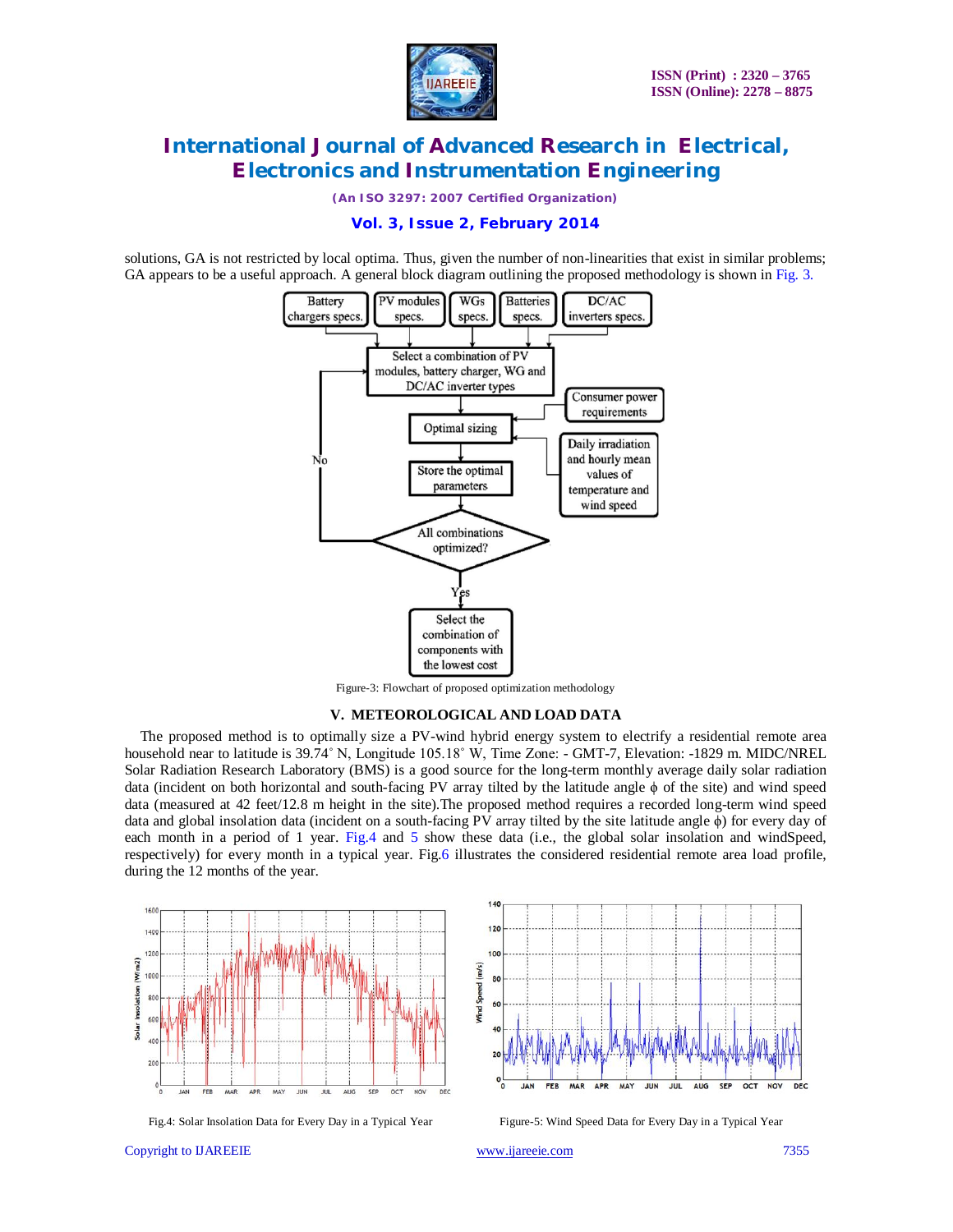solutions, GA is not restricted by local optima. Thus, given the number of non-linearities that exist in similar problems; GA appears to be a useful approach. A general block diagram outlining the proposed methodology is shown in Fig. 3.

Figure-3: Flowchart of proposed optimization methodology

## V. METEOROLOGICAL AND LOAD DATA

The proposed method is to optimally size a PV-wind hybrid energy system to electrify a residential remote area household near to latitude is 39.74˚ N, Longitude 105.18˚ W, Time Zone: - GMT-7, Elevation: -1829 m. MIDC/NREL Solar Radiation Research Laboratory (BMS) is a good source for the long-term monthly average daily solar radiation data (incident on both horizontal and south-facing PV array tilted by the latitude angle $\phi$ of the site) and wind speed data (measured at 42 feet/12.8 m height in the site).The proposed method requires a recorded long-term wind speed data and global insolation data (incident on a south-facing PV array tilted by the site latitude angle $\phi$) for every day of each month in a period of 1 year. Fig.4 and 5 show these data (i.e., the global solar insolation and windSpeed, respectively) for every month in a typical year. Fig.6 illustrates the considered residential remote area load profile, during the 12 months of the year.

Fig.4: Solar Insolation Data for Every Day in a Typical Year

Figure-5: Wind Speed Data for Every Day in a Typical Year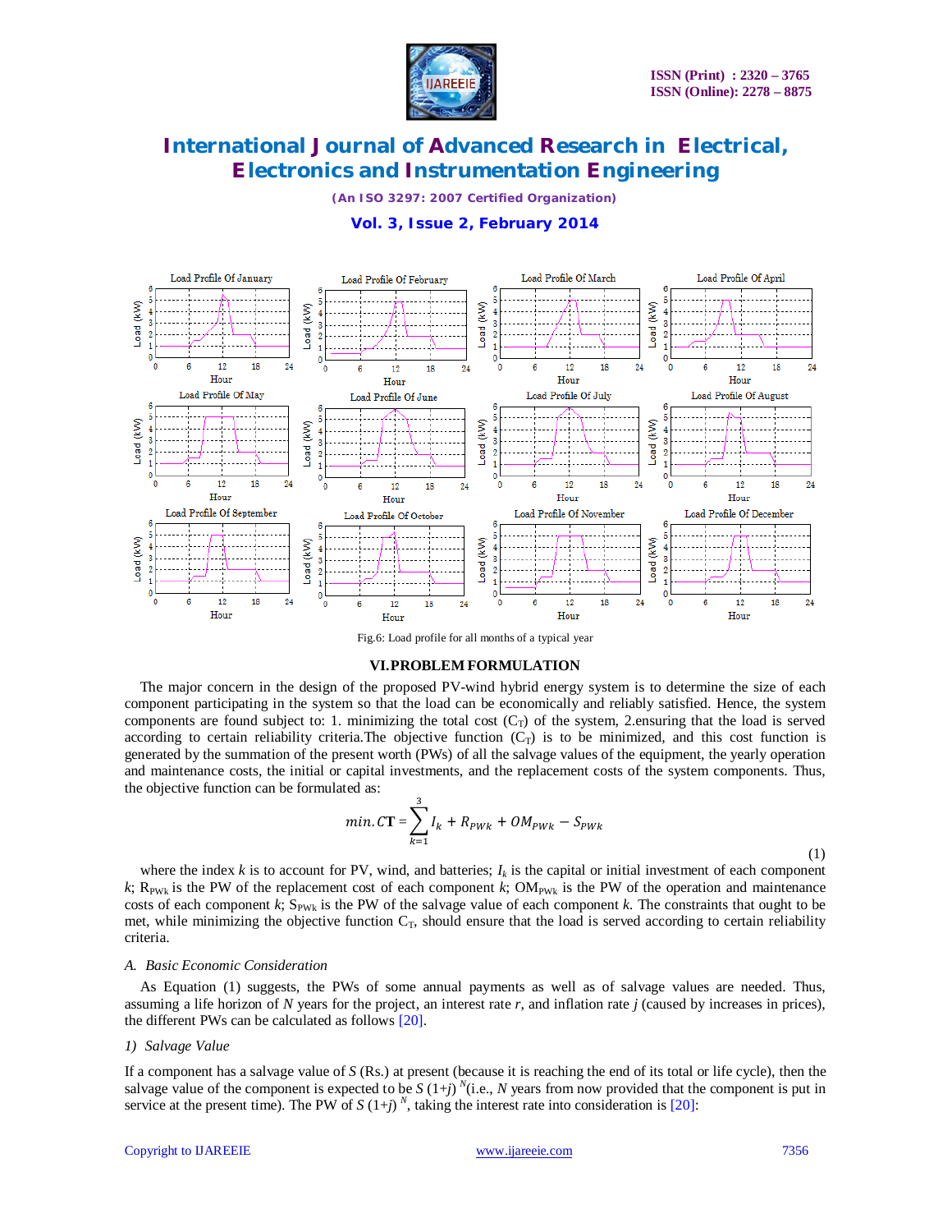Fig.6: Load profile for all months of a typical year

## VI. PROBLEM FORMULATION

The major concern in the design of the proposed PV-wind hybrid energy system is to determine the size of each component participating in the system so that the load can be economically and reliably satisfied. Hence, the system components are found subject to: 1. minimizing the total cost ($C_T$) of the system, 2.ensuring that the load is served according to certain reliability criteria.The objective function ($C_T$) is to be minimized, and this cost function is generated by the summation of the present worth (PWs) of all the salvage values of the equipment, the yearly operation and maintenance costs, the initial or capital investments, and the replacement costs of the system components. Thus, the objective function can be formulated as:

$$min.\, C\mathbf{T} = \sum_{k=1}^{3} I_k + R_{PWk} + OM_{PWk} - S_{PWk} \tag{1}$$

where the index $k$ is to account for PV, wind, and batteries; $I_k$ is the capital or initial investment of each component $k$; $R_{PWk}$ is the PW of the replacement cost of each component $k$; $OM_{PWk}$ is the PW of the operation and maintenance costs of each component $k$; $S_{PWk}$ is the PW of the salvage value of each component $k$. The constraints that ought to be met, while minimizing the objective function $C_T$, should ensure that the load is served according to certain reliability criteria.

### A. Basic Economic Consideration

As Equation (1) suggests, the PWs of some annual payments as well as of salvage values are needed. Thus, assuming a life horizon of $N$ years for the project, an interest rate $r$, and inflation rate $j$ (caused by increases in prices), the different PWs can be calculated as follows [20].

#### 1) Salvage Value

If a component has a salvage value of $S$ (Rs.) at present (because it is reaching the end of its total or life cycle), then the salvage value of the component is expected to be $S\,(1+j)^N$(i.e., $N$ years from now provided that the component is put in service at the present time). The PW of $S\,(1+j)^N$, taking the interest rate into consideration is [20]: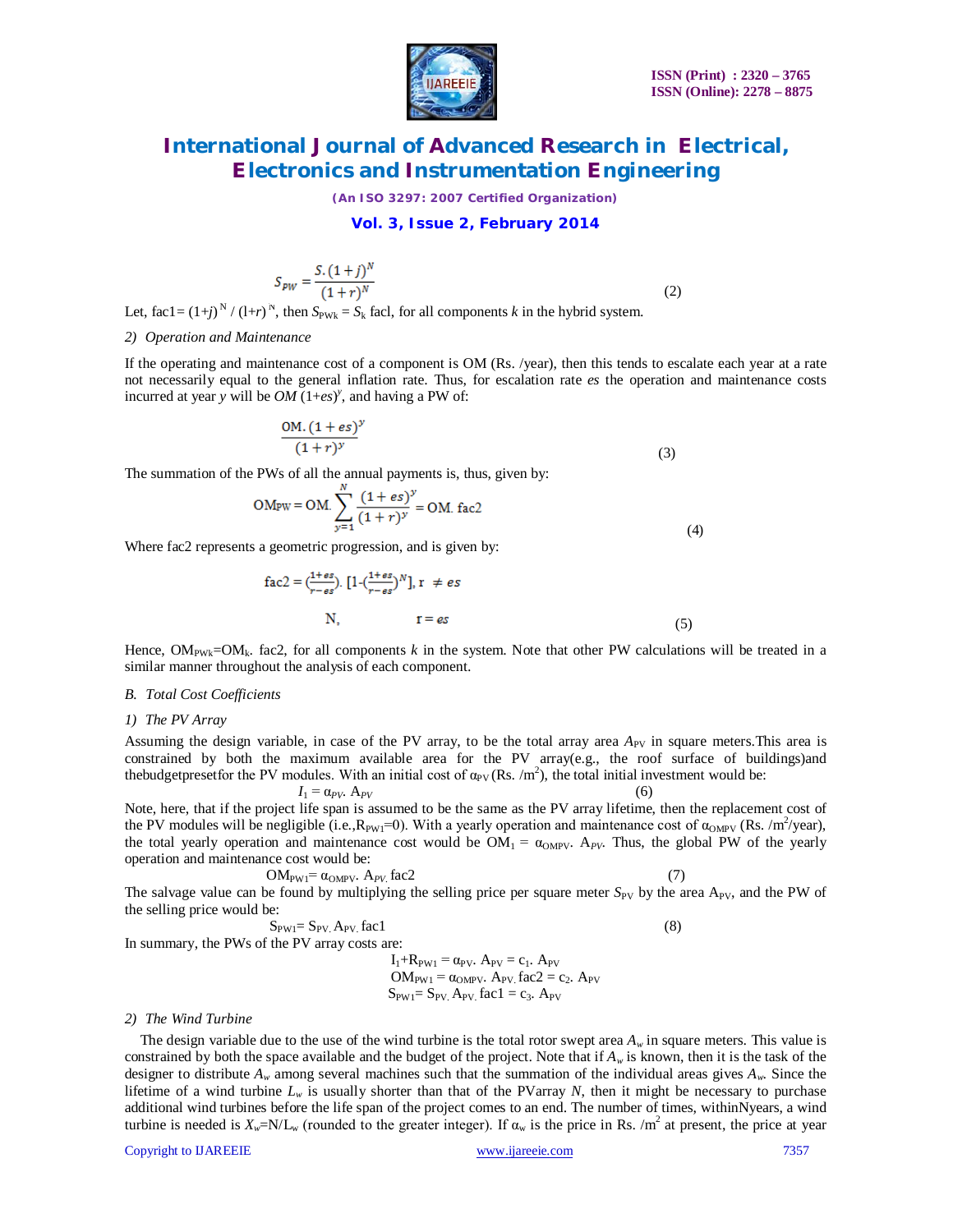$$S_{PW} = \frac{S.(1+j)^N}{(1+r)^N} \quad (2)$$

Let, fac1= $(1+j)^N / (1+r)^N$, then $S_{PWk} = S_k$ facl, for all components $k$ in the hybrid system.

### 2) Operation and Maintenance

If the operating and maintenance cost of a component is OM (Rs. /year), then this tends to escalate each year at a rate not necessarily equal to the general inflation rate. Thus, for escalation rate $es$ the operation and maintenance costs incurred at year $y$ will be $OM\,(1+es)^y$, and having a PW of:

$$\frac{\mathrm{OM}.(1+es)^y}{(1+r)^y} \quad (3)$$

The summation of the PWs of all the annual payments is, thus, given by:

$$\mathrm{OM_{PW}} = \mathrm{OM}.\sum_{y=1}^{N} \frac{(1+es)^y}{(1+r)^y} = \mathrm{OM}.\ \mathrm{fac2} \quad (4)$$

Where fac2 represents a geometric progression, and is given by:

$$\mathrm{fac2} = \begin{cases} \left(\frac{1+es}{r-es}\right).\left[1-\left(\frac{1+es}{r-es}\right)^N\right], & r \neq es \\ N, & r = es \end{cases} \quad (5)$$

Hence, $OM_{PWk}=OM_k$. fac2, for all components $k$ in the system. Note that other PW calculations will be treated in a similar manner throughout the analysis of each component.

## B. Total Cost Coefficients

### 1) The PV Array

Assuming the design variable, in case of the PV array, to be the total array area $A_{PV}$ in square meters.This area is constrained by both the maximum available area for the PV array(e.g., the roof surface of buildings)and thebudgetpresetfor the PV modules. With an initial cost of $\alpha_{PV}$ (Rs. /m$^2$), the total initial investment would be:

$$I_1 = \alpha_{PV}.\ A_{PV} \quad (6)$$

Note, here, that if the project life span is assumed to be the same as the PV array lifetime, then the replacement cost of the PV modules will be negligible (i.e.,$R_{PW1}$=0). With a yearly operation and maintenance cost of $\alpha_{OMPV}$ (Rs. /m$^2$/year), the total yearly operation and maintenance cost would be $OM_1 = \alpha_{OMPV}.\ A_{PV}$. Thus, the global PW of the yearly operation and maintenance cost would be:

$$OM_{PW1}= \alpha_{OMPV}.\ A_{PV.}\ \mathrm{fac2} \quad (7)$$

The salvage value can be found by multiplying the selling price per square meter $S_{PV}$ by the area $A_{PV}$, and the PW of the selling price would be:

$$S_{PW1}= S_{PV.}\ A_{PV.}\ \mathrm{fac1} \quad (8)$$

In summary, the PWs of the PV array costs are:

$$I_1+R_{PW1} = \alpha_{PV}.\ A_{PV} = c_1.\ A_{PV}$$
$$OM_{PW1} = \alpha_{OMPV}.\ A_{PV.}\ \mathrm{fac2} = c_2.\ A_{PV}$$
$$S_{PW1}= S_{PV.}\ A_{PV.}\ \mathrm{fac1} = c_3.\ A_{PV}$$

### 2) The Wind Turbine

The design variable due to the use of the wind turbine is the total rotor swept area $A_w$ in square meters. This value is constrained by both the space available and the budget of the project. Note that if $A_w$ is known, then it is the task of the designer to distribute $A_w$ among several machines such that the summation of the individual areas gives $A_w$. Since the lifetime of a wind turbine $L_w$ is usually shorter than that of the PVarray $N$, then it might be necessary to purchase additional wind turbines before the life span of the project comes to an end. The number of times, withinNyears, a wind turbine is needed is $X_w$=N/$L_w$ (rounded to the greater integer). If $\alpha_w$ is the price in Rs. /m$^2$ at present, the price at year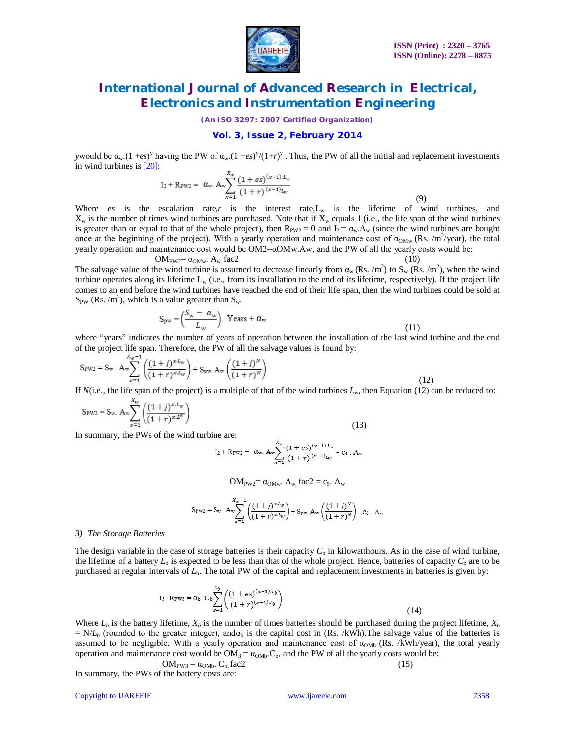*y* would be $\alpha_w.(1+es)^y$ having the PW of $\alpha_w.(1+es)^y/(1+r)^y$ . Thus, the PW of all the initial and replacement investments in wind turbines is [20]:

$$I_2 + R_{PW2} = \alpha_w . A_w \sum_{x=1}^{X_w} \frac{(1+es)^{(x-1).L_w}}{(1+r)^{(x-1)L_w}} \tag{9}$$

Where *es* is the escalation rate, *r* is the interest rate, $L_w$ is the lifetime of wind turbines, and $X_w$ is the number of times wind turbines are purchased. Note that if $X_w$ equals 1 (i.e., the life span of the wind turbines is greater than or equal to that of the whole project), then $R_{PW2} = 0$ and $I_2 = \alpha_w.A_w$ (since the wind turbines are bought once at the beginning of the project). With a yearly operation and maintenance cost of $\alpha_{OMw}$ (Rs. /m$^2$/year), the total yearly operation and maintenance cost would be OM2=αOMw.Aw, and the PW of all the yearly costs would be:

$$OM_{PW2} = \alpha_{OMw} . A_w . fac2 \tag{10}$$

The salvage value of the wind turbine is assumed to decrease linearly from $\alpha_w$ (Rs. /m$^2$) to $S_w$ (Rs. /m$^2$), when the wind turbine operates along its lifetime $L_w$ (i.e., from its installation to the end of its lifetime, respectively). If the project life comes to an end before the wind turbines have reached the end of their life span, then the wind turbines could be sold at $S_{PW}$ (Rs. /m$^2$), which is a value greater than $S_w$.

$$S_{pw} = \left(\frac{S_w - \alpha_w}{L_w}\right). \text{ Years} + \alpha_w \tag{11}$$

where "years" indicates the number of years of operation between the installation of the last wind turbine and the end of the project life span. Therefore, the PW of all the salvage values is found by:

$$S_{PW2} = S_w . A_w \sum_{x=1}^{X_w - 1} \left(\frac{(1+j)^{x.L_w}}{(1+r)^{x.L_w}}\right) + S_{pw}. A_w \left(\frac{(1+j)^N}{(1+r)^N}\right) \tag{12}$$

If *N* (i.e., the life span of the project) is a multiple of that of the wind turbines $L_w$, then Equation (12) can be reduced to:

$$S_{PW2} = S_w . A_w \sum_{x=1}^{X_w} \left(\frac{(1+j)^{x.L_w}}{(1+r)^{x.L^w}}\right) \tag{13}$$

In summary, the PWs of the wind turbine are:

$$I_2 + R_{PW2} = \alpha_w . A_w \sum_{x=1}^{X_w} \frac{(1+es)^{(x-1).L_w}}{(1+r)^{(x-1)L_w}} = c_4 . A_w$$

$$OM_{PW2} = \alpha_{OMw} . A_w . fac2 = c_5 . A_w$$

$$S_{PW2} = S_w . A_w \sum_{x=1}^{X_w - 1} \left(\frac{(1+j)^{x.L_w}}{(1+r)^{x.L_w}}\right) + S_{pw}. A_w \left(\frac{(1+j)^N}{(1+r)^N}\right) = c_6 . A_w$$

*3) The Storage Batteries*

The design variable in the case of storage batteries is their capacity $C_b$ in kilowatthours. As in the case of wind turbine, the lifetime of a battery $L_b$ is expected to be less than that of the whole project. Hence, batteries of capacity $C_b$ are to be purchased at regular intervals of $L_b$. The total PW of the capital and replacement investments in batteries is given by:

$$I_3 + R_{PW3} = \alpha_b . C_b \sum_{x=1}^{X_b} \left(\frac{(1+es)^{(x-1).L_b}}{(1+r)^{(x-1).L_b}}\right) \tag{14}$$

Where $L_b$ is the battery lifetime, $X_b$ is the number of times batteries should be purchased during the project lifetime, $X_b = N/L_b$ (rounded to the greater integer), and $\alpha_b$ is the capital cost in (Rs. /kWh).The salvage value of the batteries is assumed to be negligible. With a yearly operation and maintenance cost of $\alpha_{OMb}$ (Rs. /kWh/year), the total yearly operation and maintenance cost would be $OM_3 = \alpha_{OMb}.C_b$, and the PW of all the yearly costs would be:

$$OM_{PW3} = \alpha_{OMb} . C_b . fac2 \tag{15}$$

In summary, the PWs of the battery costs are: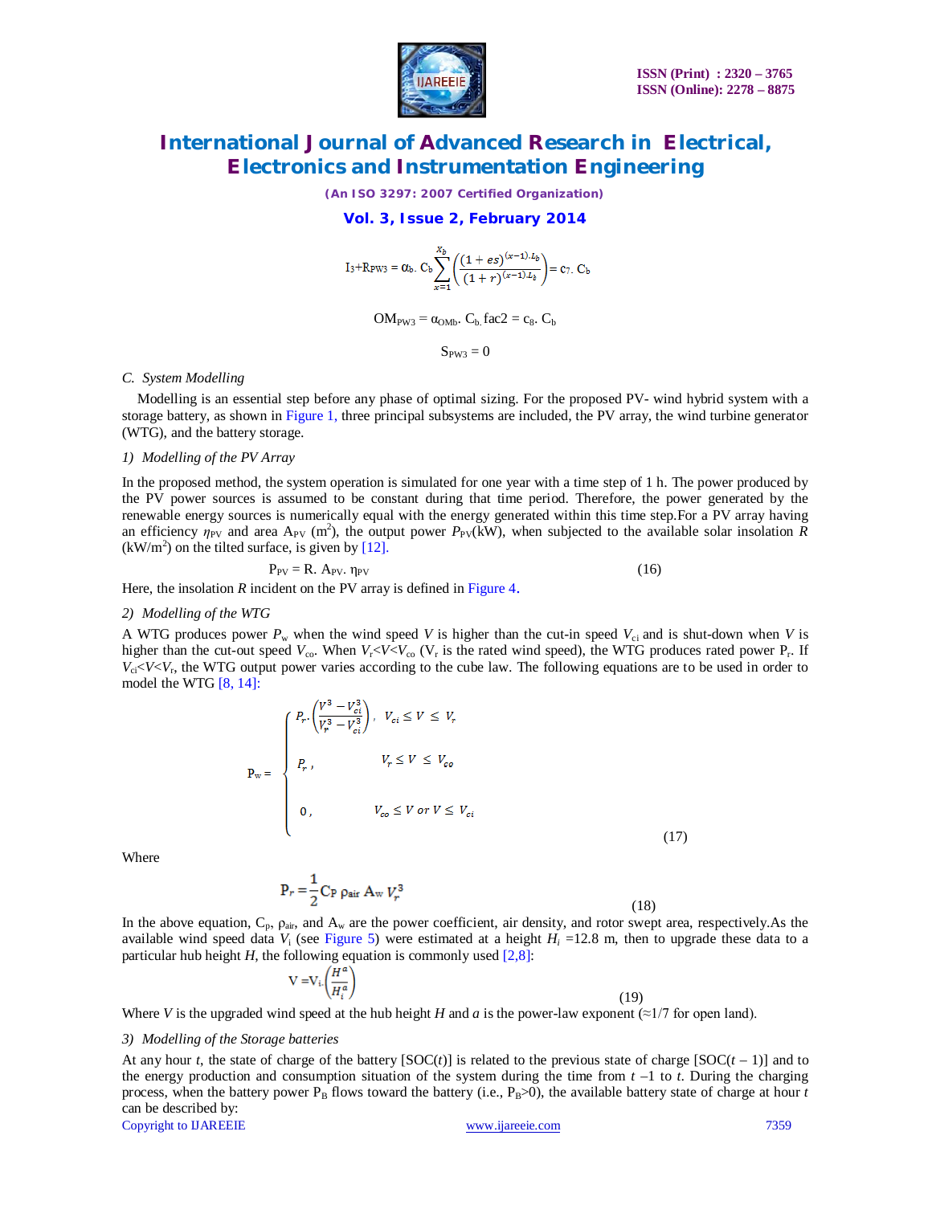$$I_3+R_{PW3} = \alpha_b.\ C_b \sum_{x=1}^{x_b}\left(\frac{(1+es)^{(x-1).L_b}}{(1+r)^{(x-1).L_b}}\right) = c_7.\ C_b$$

$$OM_{PW3} = \alpha_{OMb}.\ C_b.\ fac2 = c_8.\ C_b$$

$$S_{PW3} = 0$$

### C. System Modelling

Modelling is an essential step before any phase of optimal sizing. For the proposed PV- wind hybrid system with a storage battery, as shown in Figure 1, three principal subsystems are included, the PV array, the wind turbine generator (WTG), and the battery storage.

#### 1) Modelling of the PV Array

In the proposed method, the system operation is simulated for one year with a time step of 1 h. The power produced by the PV power sources is assumed to be constant during that time period. Therefore, the power generated by the renewable energy sources is numerically equal with the energy generated within this time step.For a PV array having an efficiency $\eta_{PV}$ and area $A_{PV}$ ($m^2$), the output power $P_{PV}$(kW), when subjected to the available solar insolation $R$ (kW/$m^2$) on the tilted surface, is given by [12].

$$P_{PV} = R.\ A_{PV}.\ \eta_{PV} \tag{16}$$

Here, the insolation $R$ incident on the PV array is defined in Figure 4.

#### 2) Modelling of the WTG

A WTG produces power $P_w$ when the wind speed $V$ is higher than the cut-in speed $V_{ci}$ and is shut-down when $V$ is higher than the cut-out speed $V_{co}$. When $V_r<V<V_{co}$ ($V_r$ is the rated wind speed), the WTG produces rated power $P_r$. If $V_{ci}<V<V_r$, the WTG output power varies according to the cube law. The following equations are to be used in order to model the WTG [8, 14]:

$$P_w = \begin{cases} P_r.\left(\dfrac{V^3 - V_{ci}^3}{V_r^3 - V_{ci}^3}\right), & V_{ci} \le V \le V_r \\ P_r, & V_r \le V \le V_{co} \\ 0, & V_{co} \le V \text{ or } V \le V_{ci} \end{cases} \tag{17}$$

Where

$$P_r = \frac{1}{2} C_P\ \rho_{air}\ A_w\ V_r^3 \tag{18}$$

In the above equation, $C_p$, $\rho_{air}$, and $A_w$ are the power coefficient, air density, and rotor swept area, respectively.As the available wind speed data $V_i$ (see Figure 5) were estimated at a height $H_i$ =12.8 m, then to upgrade these data to a particular hub height $H$, the following equation is commonly used [2,8]:

$$V = V_i.\left(\frac{H^a}{H_i^a}\right) \tag{19}$$

Where $V$ is the upgraded wind speed at the hub height $H$ and $a$ is the power-law exponent (≈1/7 for open land).

#### 3) Modelling of the Storage batteries

At any hour $t$, the state of charge of the battery [SOC($t$)] is related to the previous state of charge [SOC($t$ – 1)] and to the energy production and consumption situation of the system during the time from $t$ –1 to $t$. During the charging process, when the battery power $P_B$ flows toward the battery (i.e., $P_B$>0), the available battery state of charge at hour $t$ can be described by: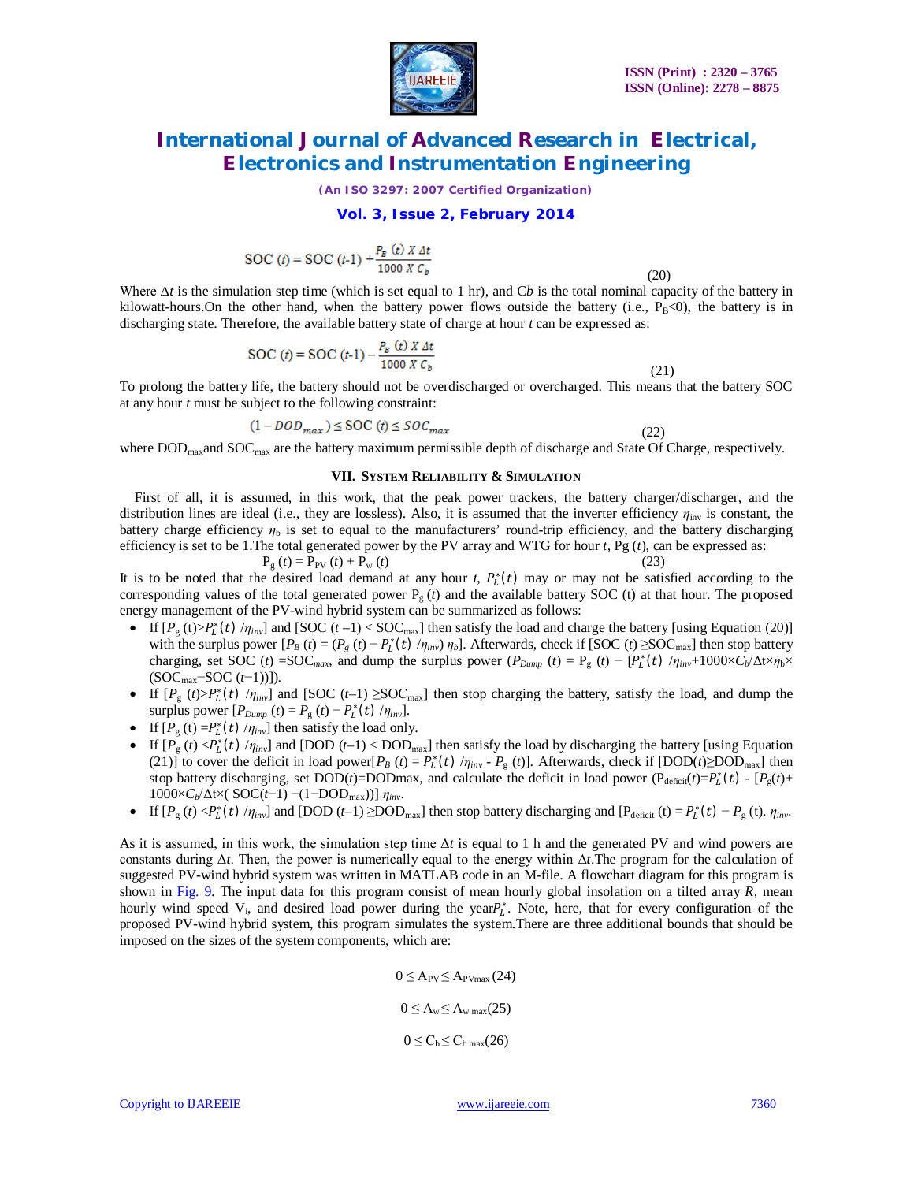$$\text{SOC}(t) = \text{SOC}(t\text{-}1) + \frac{P_B(t) \; X \; \Delta t}{1000 \; X \; C_b} \tag{20}$$

Where $\Delta t$ is the simulation step time (which is set equal to 1 hr), and $Cb$ is the total nominal capacity of the battery in kilowatt-hours.On the other hand, when the battery power flows outside the battery (i.e., $P_B<0$), the battery is in discharging state. Therefore, the available battery state of charge at hour $t$ can be expressed as:

$$\text{SOC}(t) = \text{SOC}(t\text{-}1) - \frac{P_B(t) \; X \; \Delta t}{1000 \; X \; C_b} \tag{21}$$

To prolong the battery life, the battery should not be overdischarged or overcharged. This means that the battery SOC at any hour $t$ must be subject to the following constraint:

$$(1 - DOD_{max}) \leq \text{SOC}(t) \leq SOC_{max} \tag{22}$$

where $\text{DOD}_{\text{max}}$and $\text{SOC}_{\text{max}}$ are the battery maximum permissible depth of discharge and State Of Charge, respectively.

## VII. System Reliability & Simulation

First of all, it is assumed, in this work, that the peak power trackers, the battery charger/discharger, and the distribution lines are ideal (i.e., they are lossless). Also, it is assumed that the inverter efficiency $\eta_{\text{inv}}$ is constant, the battery charge efficiency $\eta_b$ is set to equal to the manufacturers' round-trip efficiency, and the battery discharging efficiency is set to be 1.The total generated power by the PV array and WTG for hour $t$, Pg ($t$), can be expressed as:

$$P_g(t) = P_{PV}(t) + P_w(t) \tag{23}$$

It is to be noted that the desired load demand at any hour $t$, $P_L^*(t)$ may or may not be satisfied according to the corresponding values of the total generated power $P_g(t)$ and the available battery SOC (t) at that hour. The proposed energy management of the PV-wind hybrid system can be summarized as follows:

- If [$P_g(t)>P_L^*(t)\,/\eta_{inv}$] and [SOC ($t$ –1) < $\text{SOC}_{\text{max}}$] then satisfy the load and charge the battery [using Equation (20)] with the surplus power [$P_B(t) = (P_g(t) - P_L^*(t)\,/\eta_{inv})\,\eta_b$]. Afterwards, check if [SOC ($t$) $\geq \text{SOC}_{\text{max}}$] then stop battery charging, set SOC ($t$) $=\text{SOC}_{max}$, and dump the surplus power ($P_{Dump}(t) = P_g(t) - [P_L^*(t)\,/\eta_{inv}+1000\times C_b/\Delta t\times\eta_b\times(\text{SOC}_{\text{max}}-\text{SOC}(t\text{−}1))]$).
- If [$P_g(t)>P_L^*(t)\,/\eta_{inv}$] and [SOC ($t$–1) $\geq\text{SOC}_{\text{max}}$] then stop charging the battery, satisfy the load, and dump the surplus power [$P_{Dump}(t) = P_g(t) - P_L^*(t)\,/\eta_{inv}$].
- If [$P_g(t) = P_L^*(t)\,/\eta_{inv}$] then satisfy the load only.
- If [$P_g(t) < P_L^*(t)\,/\eta_{inv}$] and [DOD ($t$–1) < $\text{DOD}_{\text{max}}$] then satisfy the load by discharging the battery [using Equation (21)] to cover the deficit in load power[$P_B(t) = P_L^*(t)\,/\eta_{inv}$ - $P_g(t)$]. Afterwards, check if [DOD($t$)$\geq\text{DOD}_{\text{max}}$] then stop battery discharging, set DOD($t$)=DODmax, and calculate the deficit in load power ($P_{\text{deficit}}(t)=P_L^*(t)$ - $[P_g(t)+1000\times C_b/\Delta t\times(\text{SOC}(t\text{−}1) - (1-\text{DOD}_{\text{max}}))]\,\eta_{inv}$.
- If [$P_g(t) < P_L^*(t)\,/\eta_{inv}$] and [DOD ($t$–1) $\geq\text{DOD}_{\text{max}}$] then stop battery discharging and [$P_{\text{deficit}}(t) = P_L^*(t) - P_g(t)$. $\eta_{inv}$.

As it is assumed, in this work, the simulation step time $\Delta t$ is equal to 1 h and the generated PV and wind powers are constants during $\Delta t$. Then, the power is numerically equal to the energy within $\Delta t$.The program for the calculation of suggested PV-wind hybrid system was written in MATLAB code in an M-file. A flowchart diagram for this program is shown in Fig. 9. The input data for this program consist of mean hourly global insolation on a tilted array $R$, mean hourly wind speed $V_i$, and desired load power during the year$P_L^*$. Note, here, that for every configuration of the proposed PV-wind hybrid system, this program simulates the system.There are three additional bounds that should be imposed on the sizes of the system components, which are:

$$0 \leq A_{PV} \leq A_{PV\max} \tag{24}$$

$$0 \leq A_w \leq A_{w\max} \tag{25}$$

$$0 \leq C_b \leq C_{b\max} \tag{26}$$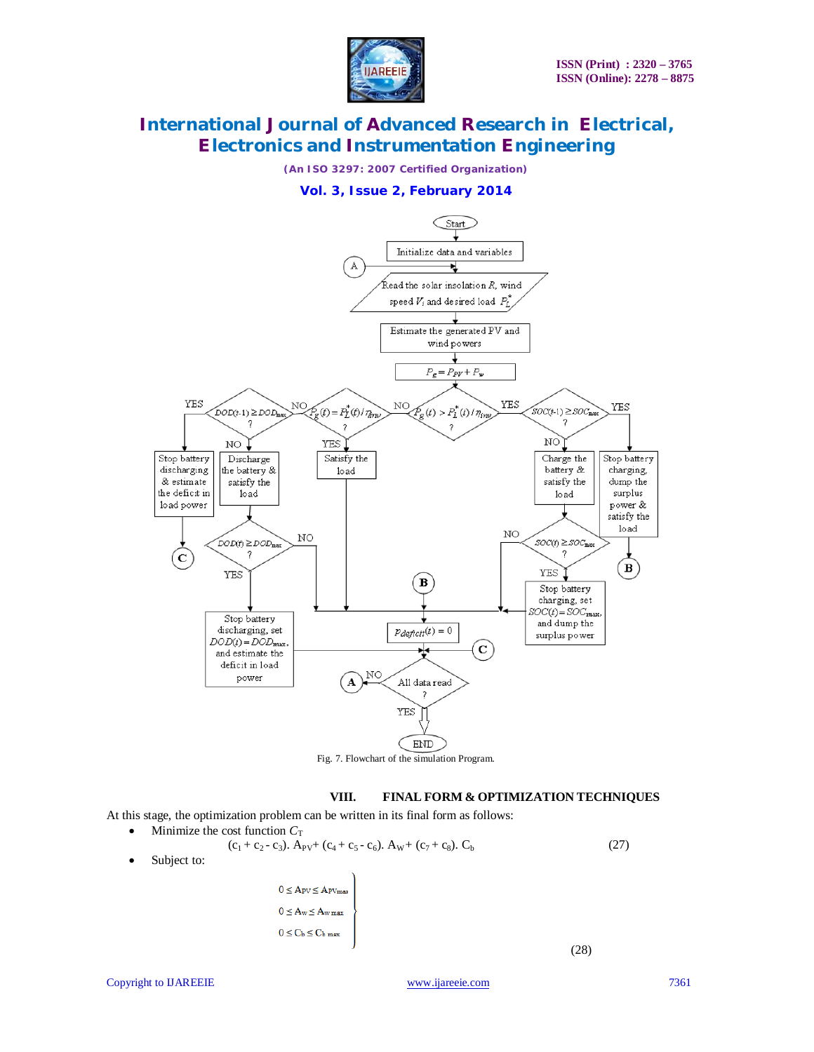Fig. 7. Flowchart of the simulation Program.

## VIII. FINAL FORM & OPTIMIZATION TECHNIQUES

At this stage, the optimization problem can be written in its final form as follows:

- Minimize the cost function $C_T$

$$(c_1 + c_2 - c_3).\ A_{PV} + (c_4 + c_5 - c_6).\ A_W + (c_7 + c_8).\ C_b \tag{27}$$

- Subject to:

$$\left.\begin{array}{l} 0 \leq A_{PV} \leq A_{PV\max} \\ 0 \leq A_W \leq A_{W\max} \\ 0 \leq C_b \leq C_{b\max} \end{array}\right\} \tag{28}$$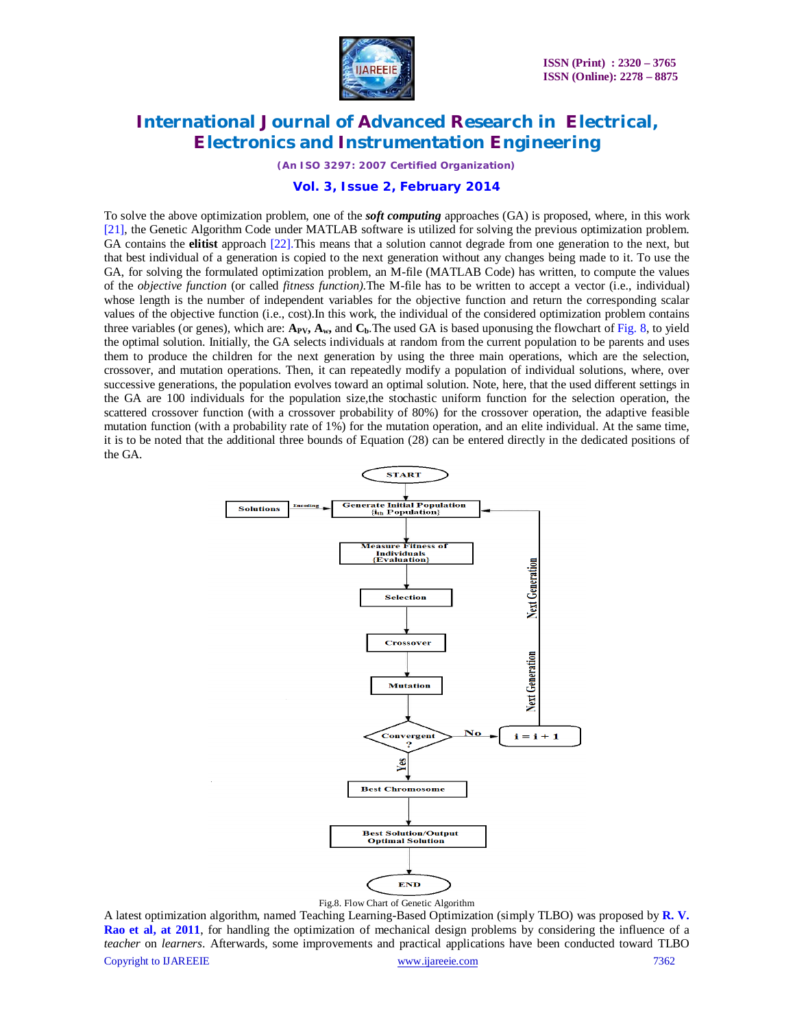To solve the above optimization problem, one of the ***soft computing*** approaches (GA) is proposed, where, in this work [21], the Genetic Algorithm Code under MATLAB software is utilized for solving the previous optimization problem. GA contains the **elitist** approach [22].This means that a solution cannot degrade from one generation to the next, but that best individual of a generation is copied to the next generation without any changes being made to it. To use the GA, for solving the formulated optimization problem, an M-file (MATLAB Code) has written, to compute the values of the *objective function* (or called *fitness function).*The M-file has to be written to accept a vector (i.e., individual) whose length is the number of independent variables for the objective function and return the corresponding scalar values of the objective function (i.e., cost).In this work, the individual of the considered optimization problem contains three variables (or genes), which are: $\mathbf{A_{PV}}$**,** $\mathbf{A_w}$**,** and $\mathbf{C_b}$.The used GA is based uponusing the flowchart of Fig. 8, to yield the optimal solution. Initially, the GA selects individuals at random from the current population to be parents and uses them to produce the children for the next generation by using the three main operations, which are the selection, crossover, and mutation operations. Then, it can repeatedly modify a population of individual solutions, where, over successive generations, the population evolves toward an optimal solution. Note, here, that the used different settings in the GA are 100 individuals for the population size,the stochastic uniform function for the selection operation, the scattered crossover function (with a crossover probability of 80%) for the crossover operation, the adaptive feasible mutation function (with a probability rate of 1%) for the mutation operation, and an elite individual. At the same time, it is to be noted that the additional three bounds of Equation (28) can be entered directly in the dedicated positions of the GA.

Fig.8. Flow Chart of Genetic Algorithm

A latest optimization algorithm, named Teaching Learning-Based Optimization (simply TLBO) was proposed by **R. V. Rao et al, at 2011**, for handling the optimization of mechanical design problems by considering the influence of a *teacher* on *learners*. Afterwards, some improvements and practical applications have been conducted toward TLBO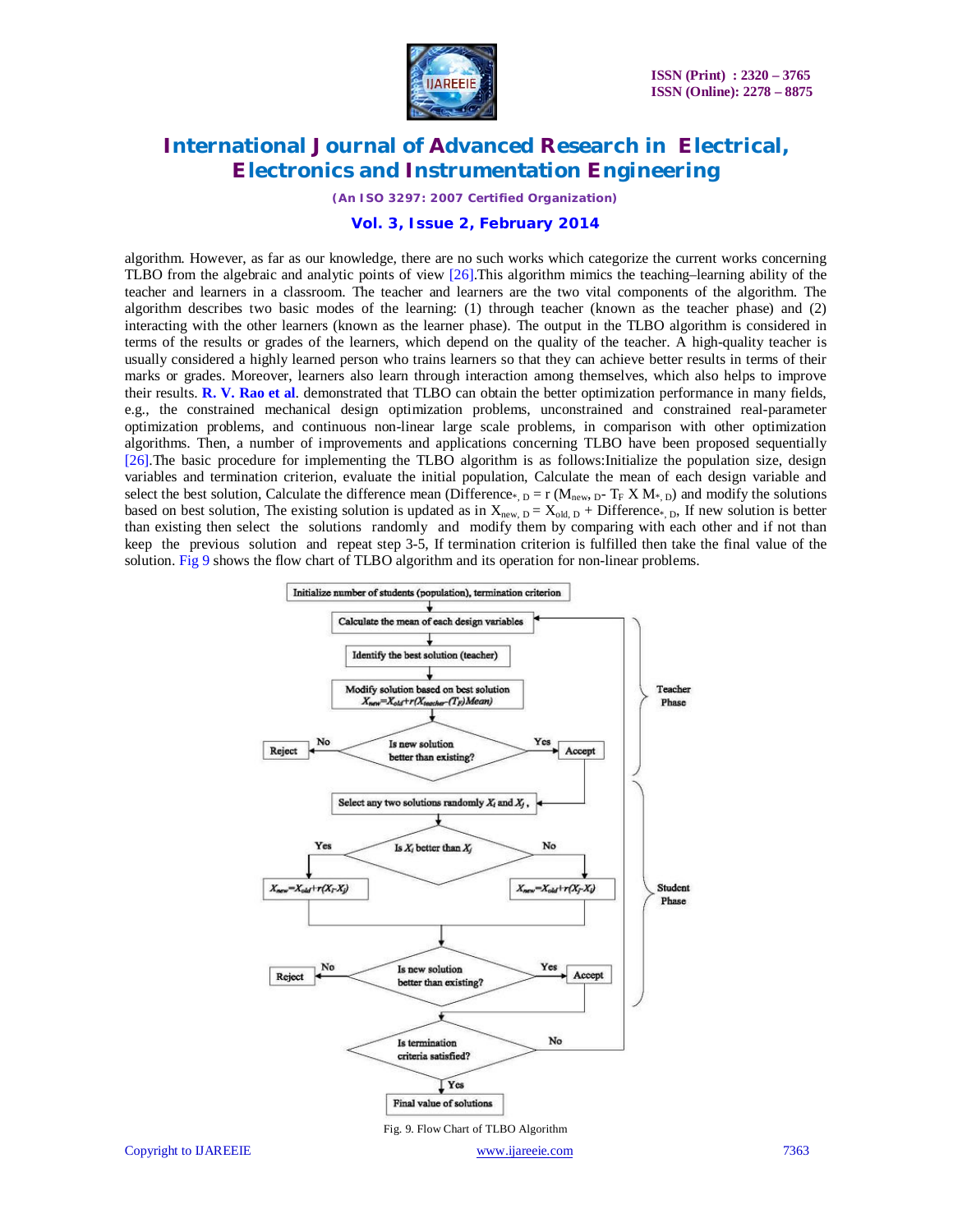algorithm. However, as far as our knowledge, there are no such works which categorize the current works concerning TLBO from the algebraic and analytic points of view [26].This algorithm mimics the teaching–learning ability of the teacher and learners in a classroom. The teacher and learners are the two vital components of the algorithm. The algorithm describes two basic modes of the learning: (1) through teacher (known as the teacher phase) and (2) interacting with the other learners (known as the learner phase). The output in the TLBO algorithm is considered in terms of the results or grades of the learners, which depend on the quality of the teacher. A high-quality teacher is usually considered a highly learned person who trains learners so that they can achieve better results in terms of their marks or grades. Moreover, learners also learn through interaction among themselves, which also helps to improve their results. **R. V. Rao et al**. demonstrated that TLBO can obtain the better optimization performance in many fields, e.g., the constrained mechanical design optimization problems, unconstrained and constrained real-parameter optimization problems, and continuous non-linear large scale problems, in comparison with other optimization algorithms. Then, a number of improvements and applications concerning TLBO have been proposed sequentially [26].The basic procedure for implementing the TLBO algorithm is as follows:Initialize the population size, design variables and termination criterion, evaluate the initial population, Calculate the mean of each design variable and select the best solution, Calculate the difference mean ($Difference_{*, D} = r\,(M_{new, D} - T_F \times M_{*, D})$) and modify the solutions based on best solution, The existing solution is updated as in $X_{new, D} = X_{old, D} + Difference_{*, D}$, If new solution is better than existing then select the solutions randomly and modify them by comparing with each other and if not than keep the previous solution and repeat step 3-5, If termination criterion is fulfilled then take the final value of the solution. Fig 9 shows the flow chart of TLBO algorithm and its operation for non-linear problems.

```
Initialize number of students (population), termination criterion
        ↓
Calculate the mean of each design variables   <──────────────┐   ┐
        ↓                                                    │   │
Identify the best solution (teacher)                         │   │ Teacher
        ↓                                                    │   │ Phase
Modify solution based on best solution                       │   │
X_new = X_old + r(X_teacher - (T_F)Mean)                     │   │
        ↓                                                    │   │
Reject <─No── Is new solution better than existing? ──Yes─> Accept ┘
        ↓                                                    │   ┐
Select any two solutions randomly X_i and X_j  <── (Accept)  │   │
        ↓                                                    │   │
Yes ── Is X_i better than X_j ── No                          │   │
 ↓                                  ↓                        │   │ Student
X_new = X_old + r(X_i - X_j)    X_new = X_old + r(X_j - X_i) │   │ Phase
        ↓                                                    │   │
Reject <─No── Is new solution better than existing? ──Yes─> Accept ┘
        ↓                                                    │
Is termination criteria satisfied? ──No──────────────────────┘
        ↓ Yes
Final value of solutions
```

Fig. 9. Flow Chart of TLBO Algorithm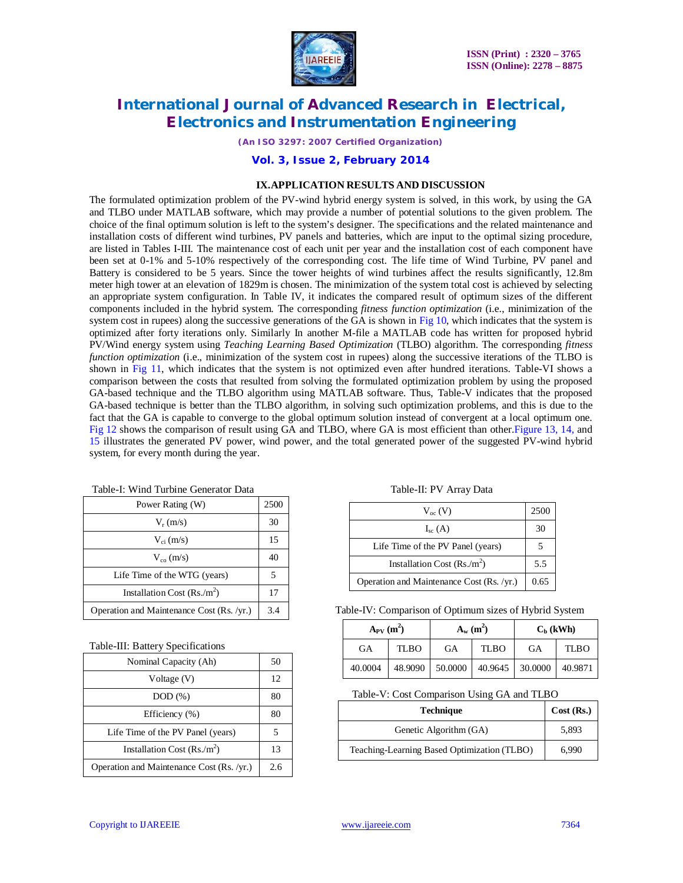## IX.APPLICATION RESULTS AND DISCUSSION

The formulated optimization problem of the PV-wind hybrid energy system is solved, in this work, by using the GA and TLBO under MATLAB software, which may provide a number of potential solutions to the given problem. The choice of the final optimum solution is left to the system's designer. The specifications and the related maintenance and installation costs of different wind turbines, PV panels and batteries, which are input to the optimal sizing procedure, are listed in Tables I-III. The maintenance cost of each unit per year and the installation cost of each component have been set at 0-1% and 5-10% respectively of the corresponding cost. The life time of Wind Turbine, PV panel and Battery is considered to be 5 years. Since the tower heights of wind turbines affect the results significantly, 12.8m meter high tower at an elevation of 1829m is chosen. The minimization of the system total cost is achieved by selecting an appropriate system configuration. In Table IV, it indicates the compared result of optimum sizes of the different components included in the hybrid system. The corresponding *fitness function optimization* (i.e., minimization of the system cost in rupees) along the successive generations of the GA is shown in Fig 10, which indicates that the system is optimized after forty iterations only. Similarly In another M-file a MATLAB code has written for proposed hybrid PV/Wind energy system using *Teaching Learning Based Optimization* (TLBO) algorithm. The corresponding *fitness function optimization* (i.e., minimization of the system cost in rupees) along the successive iterations of the TLBO is shown in Fig 11, which indicates that the system is not optimized even after hundred iterations. Table-VI shows a comparison between the costs that resulted from solving the formulated optimization problem by using the proposed GA-based technique and the TLBO algorithm using MATLAB software. Thus, Table-V indicates that the proposed GA-based technique is better than the TLBO algorithm, in solving such optimization problems, and this is due to the fact that the GA is capable to converge to the global optimum solution instead of convergent at a local optimum one. Fig 12 shows the comparison of result using GA and TLBO, where GA is most efficient than other. Figure 13, 14, and 15 illustrates the generated PV power, wind power, and the total generated power of the suggested PV-wind hybrid system, for every month during the year.

Table-I: Wind Turbine Generator Data

| Power Rating (W) | 2500 |
|---|---|
| $V_r$ (m/s) | 30 |
| $V_{ci}$ (m/s) | 15 |
| $V_{co}$ (m/s) | 40 |
| Life Time of the WTG (years) | 5 |
| Installation Cost (Rs./$m^2$) | 17 |
| Operation and Maintenance Cost (Rs. /yr.) | 3.4 |

Table-II: PV Array Data

| $V_{oc}$ (V) | 2500 |
|---|---|
| $I_{sc}$ (A) | 30 |
| Life Time of the PV Panel (years) | 5 |
| Installation Cost (Rs./$m^2$) | 5.5 |
| Operation and Maintenance Cost (Rs. /yr.) | 0.65 |

Table-III: Battery Specifications

| Nominal Capacity (Ah) | 50 |
|---|---|
| Voltage (V) | 12 |
| DOD (%) | 80 |
| Efficiency (%) | 80 |
| Life Time of the PV Panel (years) | 5 |
| Installation Cost (Rs./$m^2$) | 13 |
| Operation and Maintenance Cost (Rs. /yr.) | 2.6 |

Table-IV: Comparison of Optimum sizes of Hybrid System

| $A_{PV}$ ($m^2$) | | $A_w$ ($m^2$) | | $C_b$ (kWh) | |
|---|---|---|---|---|---|
| GA | TLBO | GA | TLBO | GA | TLBO |
| 40.0004 | 48.9090 | 50.0000 | 40.9645 | 30.0000 | 40.9871 |

Table-V: Cost Comparison Using GA and TLBO

| Technique | Cost (Rs.) |
|---|---|
| Genetic Algorithm (GA) | 5,893 |
| Teaching-Learning Based Optimization (TLBO) | 6,990 |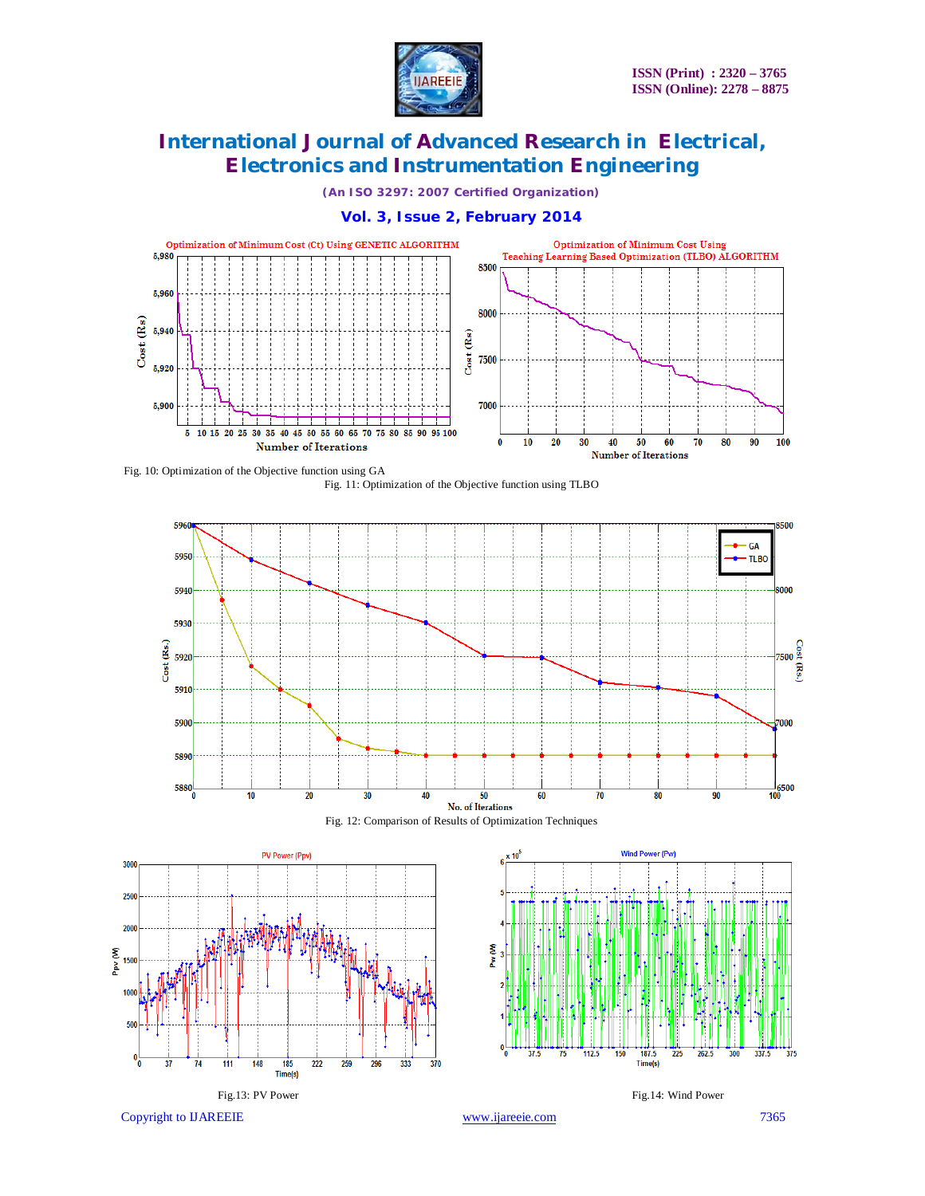Fig. 10: Optimization of the Objective function using GA

Fig. 11: Optimization of the Objective function using TLBO

Fig. 12: Comparison of Results of Optimization Techniques

Fig.13: PV Power

Fig.14: Wind Power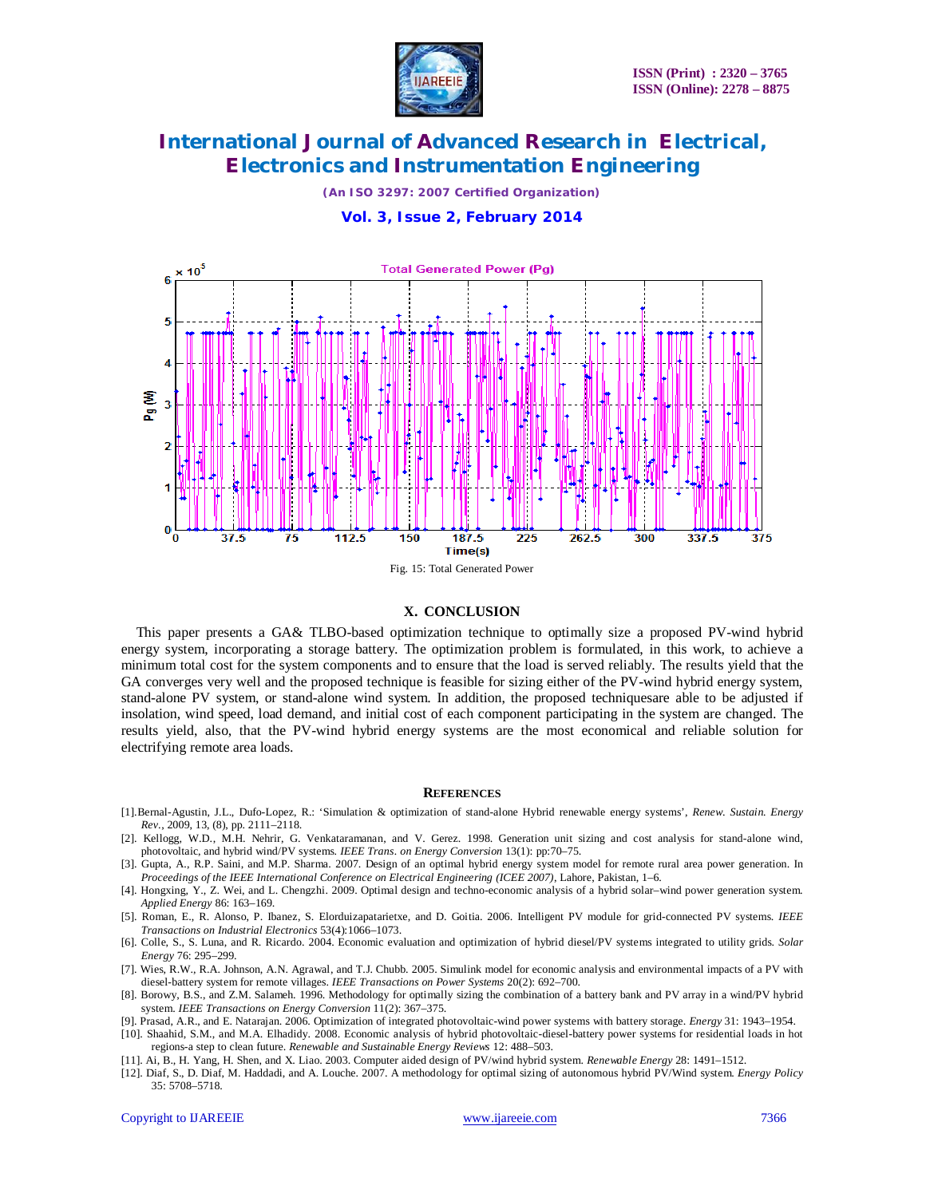Fig. 15: Total Generated Power

## X. CONCLUSION

This paper presents a GA& TLBO-based optimization technique to optimally size a proposed PV-wind hybrid energy system, incorporating a storage battery. The optimization problem is formulated, in this work, to achieve a minimum total cost for the system components and to ensure that the load is served reliably. The results yield that the GA converges very well and the proposed technique is feasible for sizing either of the PV-wind hybrid energy system, stand-alone PV system, or stand-alone wind system. In addition, the proposed techniquesare able to be adjusted if insolation, wind speed, load demand, and initial cost of each component participating in the system are changed. The results yield, also, that the PV-wind hybrid energy systems are the most economical and reliable solution for electrifying remote area loads.

## REFERENCES

[1].Bernal-Agustin, J.L., Dufo-Lopez, R.: 'Simulation & optimization of stand-alone Hybrid renewable energy systems', *Renew. Sustain. Energy Rev.*, 2009, 13, (8), pp. 2111–2118.

[2]. Kellogg, W.D., M.H. Nehrir, G. Venkataramanan, and V. Gerez. 1998. Generation unit sizing and cost analysis for stand-alone wind, photovoltaic, and hybrid wind/PV systems. *IEEE Trans. on Energy Conversion* 13(1): pp:70–75.

[3]. Gupta, A., R.P. Saini, and M.P. Sharma. 2007. Design of an optimal hybrid energy system model for remote rural area power generation. In *Proceedings of the IEEE International Conference on Electrical Engineering (ICEE 2007)*, Lahore, Pakistan, 1–6.

[4]. Hongxing, Y., Z. Wei, and L. Chengzhi. 2009. Optimal design and techno-economic analysis of a hybrid solar–wind power generation system. *Applied Energy* 86: 163–169.

[5]. Roman, E., R. Alonso, P. Ibanez, S. Elorduizapatarietxe, and D. Goitia. 2006. Intelligent PV module for grid-connected PV systems. *IEEE Transactions on Industrial Electronics* 53(4):1066–1073.

[6]. Colle, S., S. Luna, and R. Ricardo. 2004. Economic evaluation and optimization of hybrid diesel/PV systems integrated to utility grids. *Solar Energy* 76: 295–299.

[7]. Wies, R.W., R.A. Johnson, A.N. Agrawal, and T.J. Chubb. 2005. Simulink model for economic analysis and environmental impacts of a PV with diesel-battery system for remote villages. *IEEE Transactions on Power Systems* 20(2): 692–700.

[8]. Borowy, B.S., and Z.M. Salameh. 1996. Methodology for optimally sizing the combination of a battery bank and PV array in a wind/PV hybrid system. *IEEE Transactions on Energy Conversion* 11(2): 367–375.

[9]. Prasad, A.R., and E. Natarajan. 2006. Optimization of integrated photovoltaic-wind power systems with battery storage. *Energy* 31: 1943–1954.

[10]. Shaahid, S.M., and M.A. Elhadidy. 2008. Economic analysis of hybrid photovoltaic-diesel-battery power systems for residential loads in hot regions-a step to clean future. *Renewable and Sustainable Energy Reviews* 12: 488–503.

[11]. Ai, B., H. Yang, H. Shen, and X. Liao. 2003. Computer aided design of PV/wind hybrid system. *Renewable Energy* 28: 1491–1512.

[12]. Diaf, S., D. Diaf, M. Haddadi, and A. Louche. 2007. A methodology for optimal sizing of autonomous hybrid PV/Wind system. *Energy Policy* 35: 5708–5718.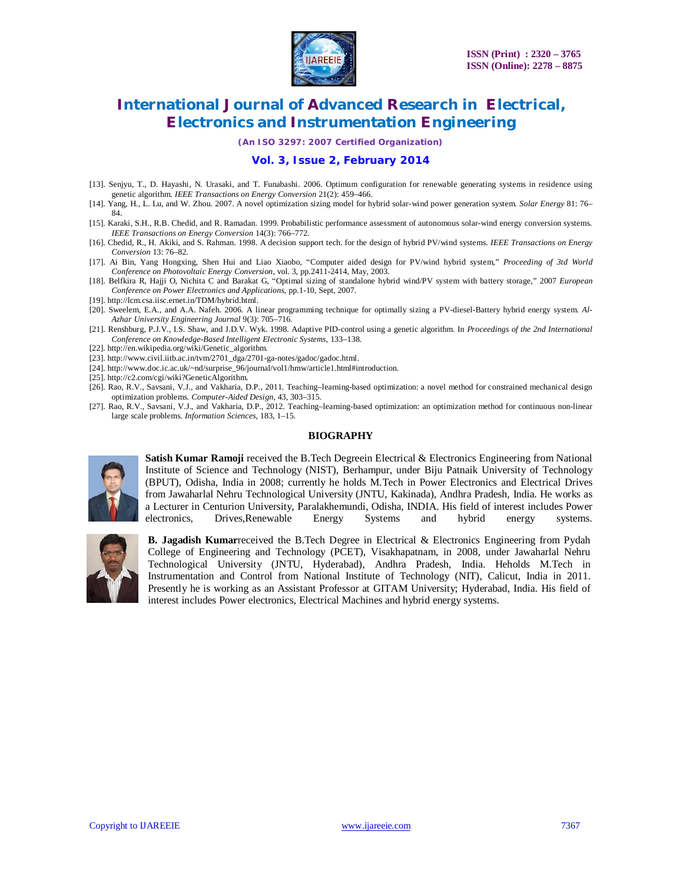[13]. Senjyu, T., D. Hayashi, N. Urasaki, and T. Funabashi. 2006. Optimum configuration for renewable generating systems in residence using genetic algorithm. *IEEE Transactions on Energy Conversion* 21(2): 459–466.

[14]. Yang, H., L. Lu, and W. Zhou. 2007. A novel optimization sizing model for hybrid solar-wind power generation system. *Solar Energy* 81: 76–84.

[15]. Karaki, S.H., R.B. Chedid, and R. Ramadan. 1999. Probabilistic performance assessment of autonomous solar-wind energy conversion systems. *IEEE Transactions on Energy Conversion* 14(3): 766–772.

[16]. Chedid, R., H. Akiki, and S. Rahman. 1998. A decision support tech. for the design of hybrid PV/wind systems. *IEEE Transactions on Energy Conversion* 13: 76–82.

[17]. Ai Bin, Yang Hongxing, Shen Hui and Liao Xiaobo, "Computer aided design for PV/wind hybrid system," *Proceeding of 3td World Conference on Photovoltaic Energy Conversion*, vol. 3, pp.2411-2414, May, 2003.

[18]. Belfkira R, Hajji O, Nichita C and Barakat G, "Optimal sizing of standalone hybrid wind/PV system with battery storage," 2007 *European Conference on Power Electronics and Applications*, pp.1-10, Sept, 2007.

[19]. http://lcm.csa.iisc.ernet.in/TDM/hybrid.html.

[20]. Sweelem, E.A., and A.A. Nafeh. 2006. A linear programming technique for optimally sizing a PV-diesel-Battery hybrid energy system. *Al-Azhar University Engineering Journal* 9(3): 705–716.

[21]. Renshburg, P.J.V., I.S. Shaw, and J.D.V. Wyk. 1998. Adaptive PID-control using a genetic algorithm. In *Proceedings of the 2nd International Conference on Knowledge-Based Intelligent Electronic Systems*, 133–138.

[22]. http://en.wikipedia.org/wiki/Genetic_algorithm.

[23]. http://www.civil.iitb.ac.in/tvm/2701_dga/2701-ga-notes/gadoc/gadoc.html.

[24]. http://www.doc.ic.ac.uk/~nd/surprise_96/journal/vol1/hmw/article1.html#introduction.

[25]. http://c2.com/cgi/wiki?GeneticAlgorithm.

[26]. Rao, R.V., Savsani, V.J., and Vakharia, D.P., 2011. Teaching–learning-based optimization: a novel method for constrained mechanical design optimization problems. *Computer-Aided Design*, 43, 303–315.

[27]. Rao, R.V., Savsani, V.J., and Vakharia, D.P., 2012. Teaching–learning-based optimization: an optimization method for continuous non-linear large scale problems. *Information Sciences*, 183, 1–15.

## BIOGRAPHY

**Satish Kumar Ramoji** received the B.Tech Degreein Electrical & Electronics Engineering from National Institute of Science and Technology (NIST), Berhampur, under Biju Patnaik University of Technology (BPUT), Odisha, India in 2008; currently he holds M.Tech in Power Electronics and Electrical Drives from Jawaharlal Nehru Technological University (JNTU, Kakinada), Andhra Pradesh, India. He works as a Lecturer in Centurion University, Paralakhemundi, Odisha, INDIA. His field of interest includes Power electronics, Drives,Renewable Energy Systems and hybrid energy systems.

**B. Jagadish Kumar**received the B.Tech Degree in Electrical & Electronics Engineering from Pydah College of Engineering and Technology (PCET), Visakhapatnam, in 2008, under Jawaharlal Nehru Technological University (JNTU, Hyderabad), Andhra Pradesh, India. Heholds M.Tech in Instrumentation and Control from National Institute of Technology (NIT), Calicut, India in 2011. Presently he is working as an Assistant Professor at GITAM University; Hyderabad, India. His field of interest includes Power electronics, Electrical Machines and hybrid energy systems.